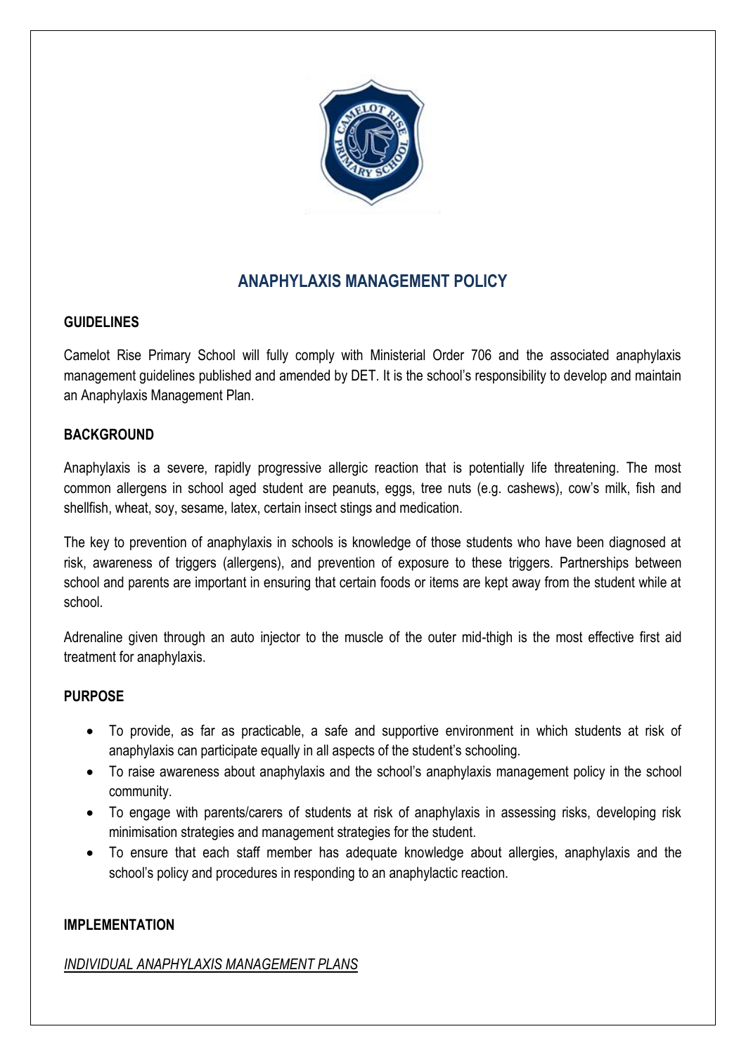# ANAPHYLAXIS MANAGEMENT POLICY

## GUIDELINES

Camelot Rise Primary School will fully comply with Ministerial Order 706 and the associated anaphylaxis management guidelines published and amended by DET. It is the school's responsibility to develop and maintain an Anaphylaxis Management Plan.

## BACKGROUND

Anaphylaxis is a severe, rapidly progressive allergic reaction that is potentially life threatening. The most common allergens in school aged student are peanuts, eggs, tree nuts (e.g. cashews), cow's milk, fish and shellfish, wheat, soy, sesame, latex, certain insect stings and medication.

The key to prevention of anaphylaxis in schools is knowledge of those students who have been diagnosed at risk, awareness of triggers (allergens), and prevention of exposure to these triggers. Partnerships between school and parents are important in ensuring that certain foods or items are kept away from the student while at school.

Adrenaline given through an auto injector to the muscle of the outer mid-thigh is the most effective first aid treatment for anaphylaxis.

## PURPOSE

- To provide, as far as practicable, a safe and supportive environment in which students at risk of anaphylaxis can participate equally in all aspects of the student's schooling.
- To raise awareness about anaphylaxis and the school's anaphylaxis management policy in the school community.
- To engage with parents/carers of students at risk of anaphylaxis in assessing risks, developing risk minimisation strategies and management strategies for the student.
- To ensure that each staff member has adequate knowledge about allergies, anaphylaxis and the school's policy and procedures in responding to an anaphylactic reaction.

## IMPLEMENTATION

*INDIVIDUAL ANAPHYLAXIS MANAGEMENT PLANS*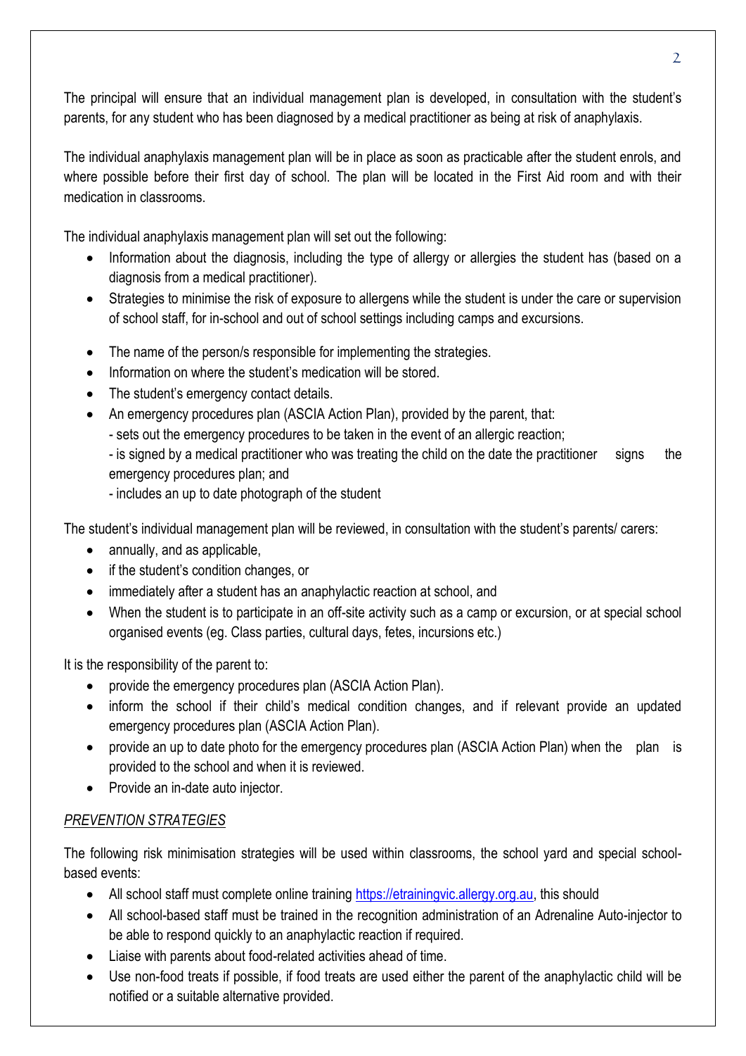The principal will ensure that an individual management plan is developed, in consultation with the student's parents, for any student who has been diagnosed by a medical practitioner as being at risk of anaphylaxis.

The individual anaphylaxis management plan will be in place as soon as practicable after the student enrols, and where possible before their first day of school. The plan will be located in the First Aid room and with their medication in classrooms.

The individual anaphylaxis management plan will set out the following:

- Information about the diagnosis, including the type of allergy or allergies the student has (based on a diagnosis from a medical practitioner).
- Strategies to minimise the risk of exposure to allergens while the student is under the care or supervision of school staff, for in-school and out of school settings including camps and excursions.
- The name of the person/s responsible for implementing the strategies.
- Information on where the student's medication will be stored.
- The student's emergency contact details.
- An emergency procedures plan (ASCIA Action Plan), provided by the parent, that:
  - sets out the emergency procedures to be taken in the event of an allergic reaction;
  - is signed by a medical practitioner who was treating the child on the date the practitioner signs the emergency procedures plan; and
  - includes an up to date photograph of the student

The student's individual management plan will be reviewed, in consultation with the student's parents/ carers:

- annually, and as applicable,
- if the student's condition changes, or
- immediately after a student has an anaphylactic reaction at school, and
- When the student is to participate in an off-site activity such as a camp or excursion, or at special school organised events (eg. Class parties, cultural days, fetes, incursions etc.)

It is the responsibility of the parent to:

- provide the emergency procedures plan (ASCIA Action Plan).
- inform the school if their child's medical condition changes, and if relevant provide an updated emergency procedures plan (ASCIA Action Plan).
- provide an up to date photo for the emergency procedures plan (ASCIA Action Plan) when the plan is provided to the school and when it is reviewed.
- Provide an in-date auto injector.

*PREVENTION STRATEGIES*

The following risk minimisation strategies will be used within classrooms, the school yard and special school-based events:

- All school staff must complete online training https://etrainingvic.allergy.org.au, this should
- All school-based staff must be trained in the recognition administration of an Adrenaline Auto-injector to be able to respond quickly to an anaphylactic reaction if required.
- Liaise with parents about food-related activities ahead of time.
- Use non-food treats if possible, if food treats are used either the parent of the anaphylactic child will be notified or a suitable alternative provided.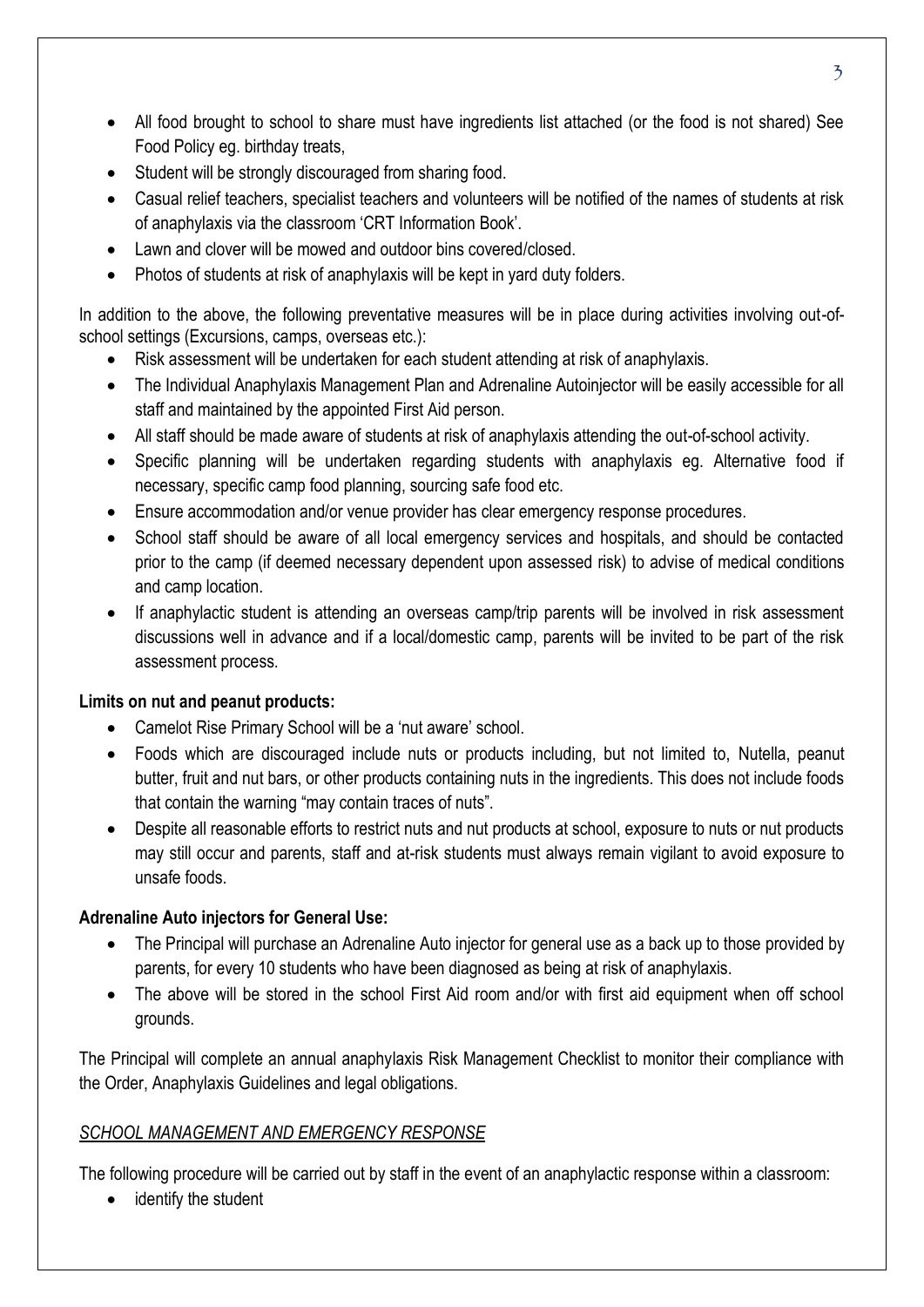- All food brought to school to share must have ingredients list attached (or the food is not shared) See Food Policy eg. birthday treats,
- Student will be strongly discouraged from sharing food.
- Casual relief teachers, specialist teachers and volunteers will be notified of the names of students at risk of anaphylaxis via the classroom 'CRT Information Book'.
- Lawn and clover will be mowed and outdoor bins covered/closed.
- Photos of students at risk of anaphylaxis will be kept in yard duty folders.

In addition to the above, the following preventative measures will be in place during activities involving out-of-school settings (Excursions, camps, overseas etc.):

- Risk assessment will be undertaken for each student attending at risk of anaphylaxis.
- The Individual Anaphylaxis Management Plan and Adrenaline Autoinjector will be easily accessible for all staff and maintained by the appointed First Aid person.
- All staff should be made aware of students at risk of anaphylaxis attending the out-of-school activity.
- Specific planning will be undertaken regarding students with anaphylaxis eg. Alternative food if necessary, specific camp food planning, sourcing safe food etc.
- Ensure accommodation and/or venue provider has clear emergency response procedures.
- School staff should be aware of all local emergency services and hospitals, and should be contacted prior to the camp (if deemed necessary dependent upon assessed risk) to advise of medical conditions and camp location.
- If anaphylactic student is attending an overseas camp/trip parents will be involved in risk assessment discussions well in advance and if a local/domestic camp, parents will be invited to be part of the risk assessment process.

**Limits on nut and peanut products:**

- Camelot Rise Primary School will be a 'nut aware' school.
- Foods which are discouraged include nuts or products including, but not limited to, Nutella, peanut butter, fruit and nut bars, or other products containing nuts in the ingredients. This does not include foods that contain the warning "may contain traces of nuts".
- Despite all reasonable efforts to restrict nuts and nut products at school, exposure to nuts or nut products may still occur and parents, staff and at-risk students must always remain vigilant to avoid exposure to unsafe foods.

**Adrenaline Auto injectors for General Use:**

- The Principal will purchase an Adrenaline Auto injector for general use as a back up to those provided by parents, for every 10 students who have been diagnosed as being at risk of anaphylaxis.
- The above will be stored in the school First Aid room and/or with first aid equipment when off school grounds.

The Principal will complete an annual anaphylaxis Risk Management Checklist to monitor their compliance with the Order, Anaphylaxis Guidelines and legal obligations.

*SCHOOL MANAGEMENT AND EMERGENCY RESPONSE*

The following procedure will be carried out by staff in the event of an anaphylactic response within a classroom:

- identify the student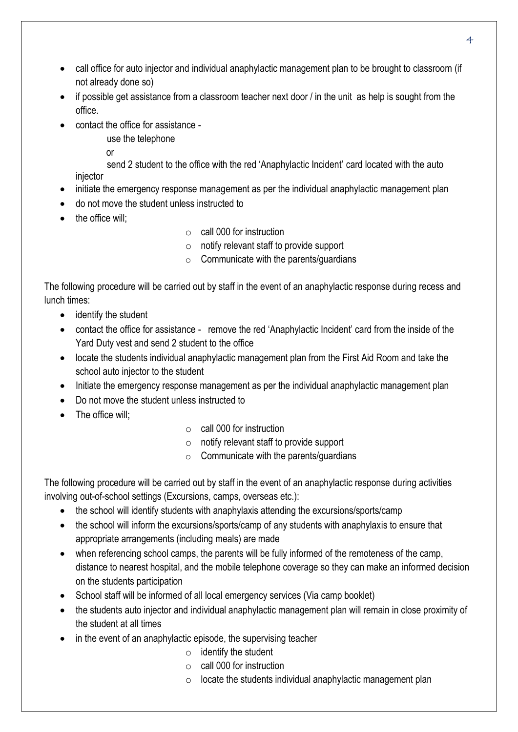- call office for auto injector and individual anaphylactic management plan to be brought to classroom (if not already done so)
- if possible get assistance from a classroom teacher next door / in the unit as help is sought from the office.
- contact the office for assistance -

  use the telephone

  or

  send 2 student to the office with the red 'Anaphylactic Incident' card located with the auto injector
- initiate the emergency response management as per the individual anaphylactic management plan
- do not move the student unless instructed to
- the office will;
  - call 000 for instruction
  - notify relevant staff to provide support
  - Communicate with the parents/guardians

The following procedure will be carried out by staff in the event of an anaphylactic response during recess and lunch times:

- identify the student
- contact the office for assistance - remove the red 'Anaphylactic Incident' card from the inside of the Yard Duty vest and send 2 student to the office
- locate the students individual anaphylactic management plan from the First Aid Room and take the school auto injector to the student
- Initiate the emergency response management as per the individual anaphylactic management plan
- Do not move the student unless instructed to
- The office will;
  - call 000 for instruction
  - notify relevant staff to provide support
  - Communicate with the parents/guardians

The following procedure will be carried out by staff in the event of an anaphylactic response during activities involving out-of-school settings (Excursions, camps, overseas etc.):

- the school will identify students with anaphylaxis attending the excursions/sports/camp
- the school will inform the excursions/sports/camp of any students with anaphylaxis to ensure that appropriate arrangements (including meals) are made
- when referencing school camps, the parents will be fully informed of the remoteness of the camp, distance to nearest hospital, and the mobile telephone coverage so they can make an informed decision on the students participation
- School staff will be informed of all local emergency services (Via camp booklet)
- the students auto injector and individual anaphylactic management plan will remain in close proximity of the student at all times
- in the event of an anaphylactic episode, the supervising teacher
  - identify the student
  - call 000 for instruction
  - locate the students individual anaphylactic management plan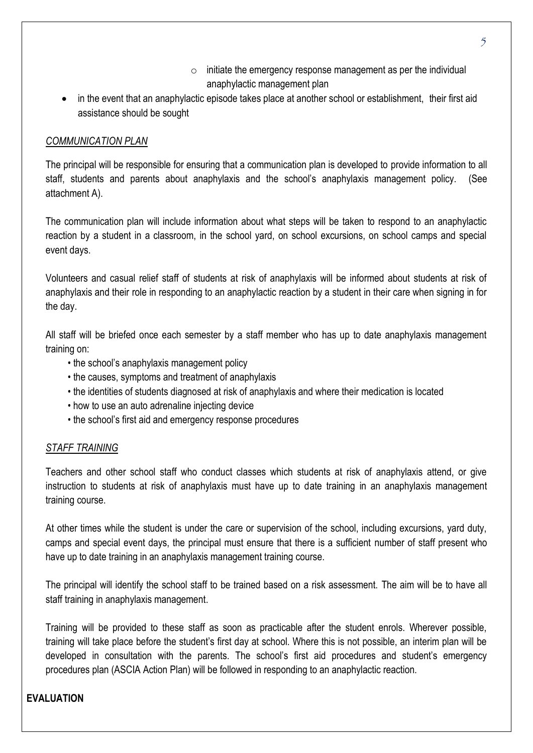- initiate the emergency response management as per the individual anaphylactic management plan
- in the event that an anaphylactic episode takes place at another school or establishment, their first aid assistance should be sought

*COMMUNICATION PLAN*

The principal will be responsible for ensuring that a communication plan is developed to provide information to all staff, students and parents about anaphylaxis and the school's anaphylaxis management policy. (See attachment A).

The communication plan will include information about what steps will be taken to respond to an anaphylactic reaction by a student in a classroom, in the school yard, on school excursions, on school camps and special event days.

Volunteers and casual relief staff of students at risk of anaphylaxis will be informed about students at risk of anaphylaxis and their role in responding to an anaphylactic reaction by a student in their care when signing in for the day.

All staff will be briefed once each semester by a staff member who has up to date anaphylaxis management training on:

- the school's anaphylaxis management policy
- the causes, symptoms and treatment of anaphylaxis
- the identities of students diagnosed at risk of anaphylaxis and where their medication is located
- how to use an auto adrenaline injecting device
- the school's first aid and emergency response procedures

*STAFF TRAINING*

Teachers and other school staff who conduct classes which students at risk of anaphylaxis attend, or give instruction to students at risk of anaphylaxis must have up to date training in an anaphylaxis management training course.

At other times while the student is under the care or supervision of the school, including excursions, yard duty, camps and special event days, the principal must ensure that there is a sufficient number of staff present who have up to date training in an anaphylaxis management training course.

The principal will identify the school staff to be trained based on a risk assessment. The aim will be to have all staff training in anaphylaxis management.

Training will be provided to these staff as soon as practicable after the student enrols. Wherever possible, training will take place before the student's first day at school. Where this is not possible, an interim plan will be developed in consultation with the parents. The school's first aid procedures and student's emergency procedures plan (ASCIA Action Plan) will be followed in responding to an anaphylactic reaction.

**EVALUATION**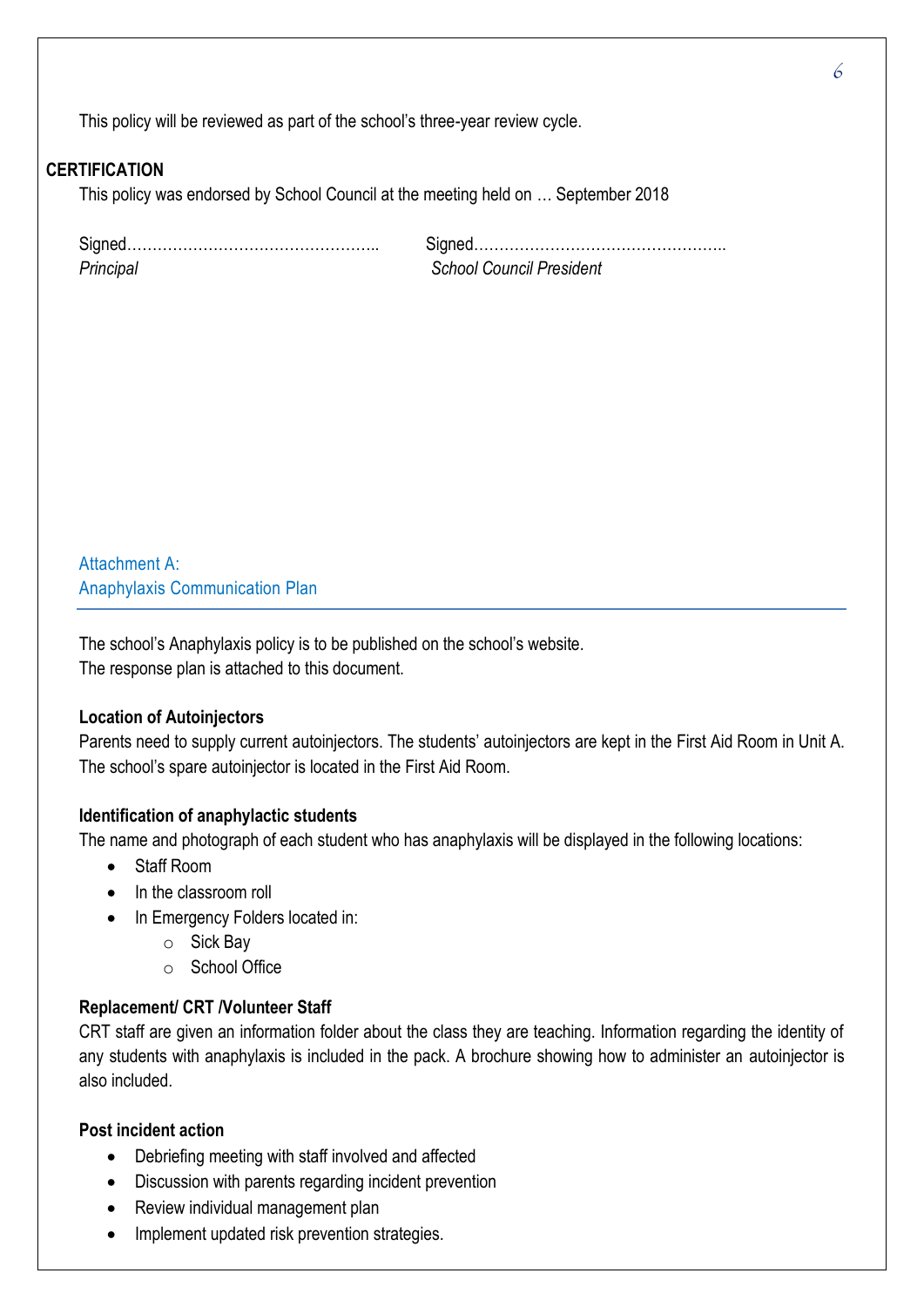This policy will be reviewed as part of the school's three-year review cycle.

## CERTIFICATION

This policy was endorsed by School Council at the meeting held on … September 2018

Signed…………………………………………..
*Principal*

Signed…………………………………………..
*School Council President*

## Attachment A:
## Anaphylaxis Communication Plan

The school's Anaphylaxis policy is to be published on the school's website.
The response plan is attached to this document.

**Location of Autoinjectors**

Parents need to supply current autoinjectors. The students' autoinjectors are kept in the First Aid Room in Unit A. The school's spare autoinjector is located in the First Aid Room.

**Identification of anaphylactic students**

The name and photograph of each student who has anaphylaxis will be displayed in the following locations:

- Staff Room
- In the classroom roll
- In Emergency Folders located in:
  - Sick Bay
  - School Office

**Replacement/ CRT /Volunteer Staff**

CRT staff are given an information folder about the class they are teaching. Information regarding the identity of any students with anaphylaxis is included in the pack. A brochure showing how to administer an autoinjector is also included.

**Post incident action**

- Debriefing meeting with staff involved and affected
- Discussion with parents regarding incident prevention
- Review individual management plan
- Implement updated risk prevention strategies.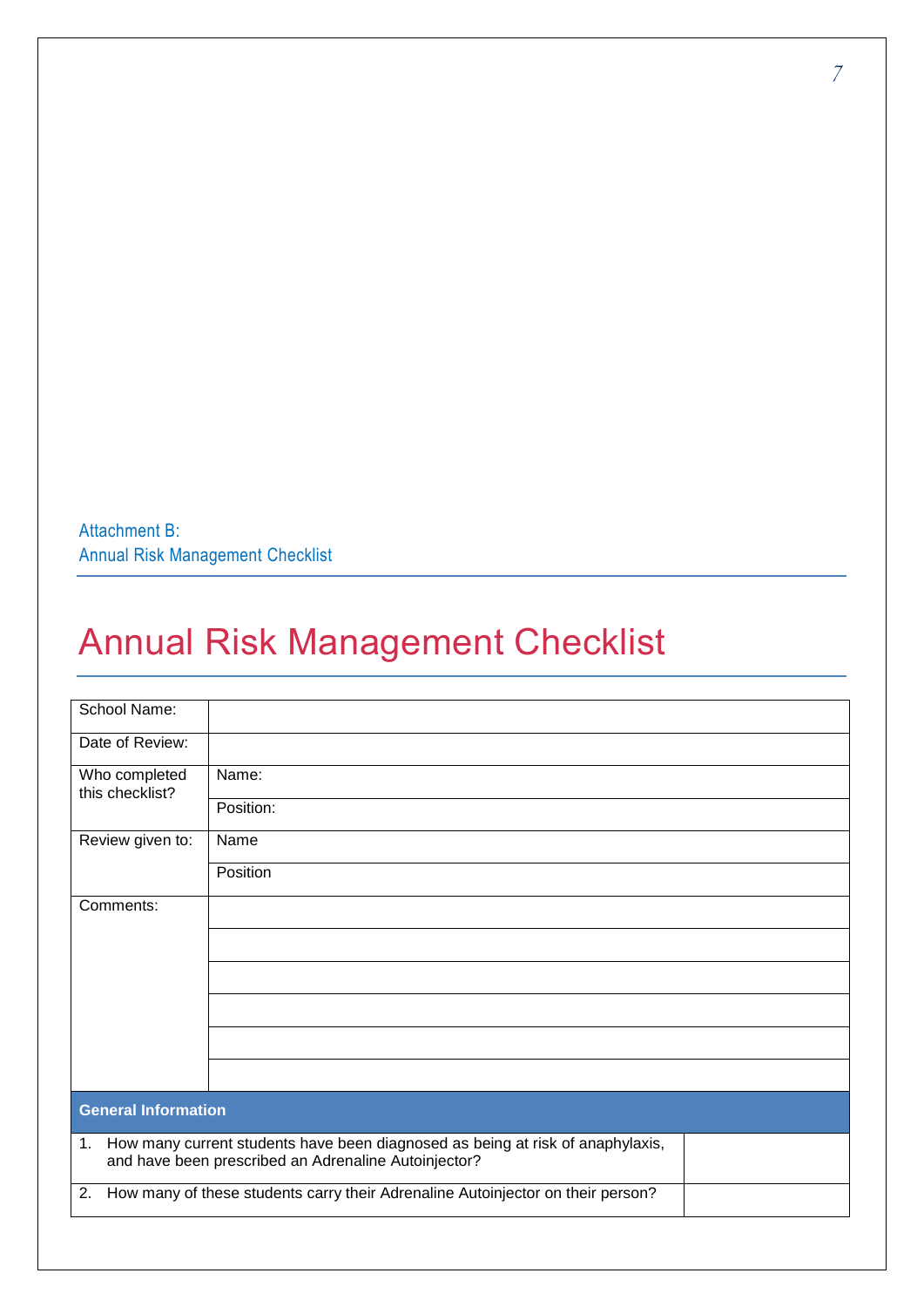Attachment B:
Annual Risk Management Checklist

# Annual Risk Management Checklist

| | |
|---|---|
| School Name: | |
| Date of Review: | |
| Who completed this checklist? | Name: |
| | Position: |
| Review given to: | Name |
| | Position |
| Comments: | |
| | |
| | |
| | |
| | |
| | |

| **General Information** | |
|---|---|
| 1. How many current students have been diagnosed as being at risk of anaphylaxis, and have been prescribed an Adrenaline Autoinjector? | |
| 2. How many of these students carry their Adrenaline Autoinjector on their person? | |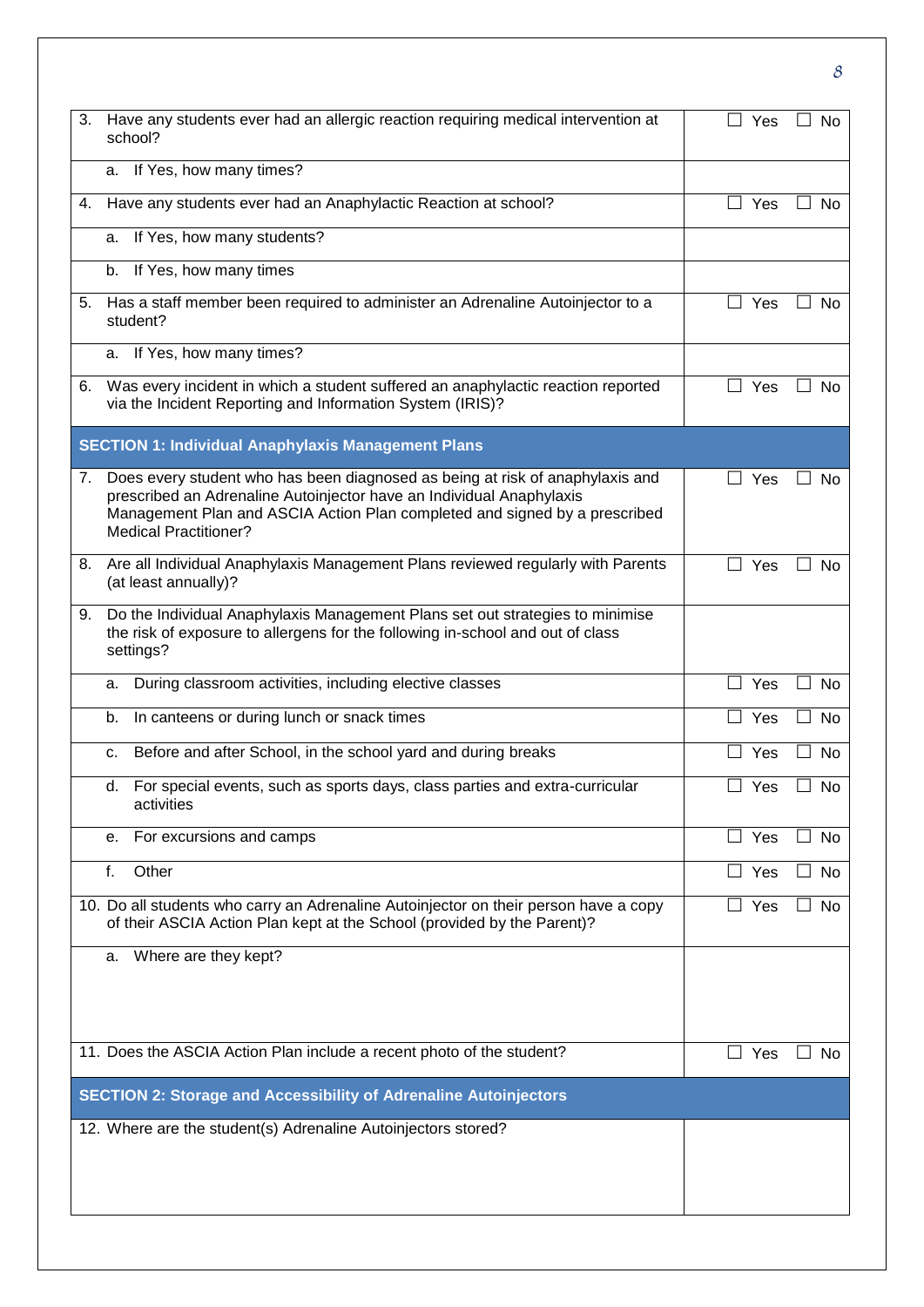| | |
|---|---|
| 3. Have any students ever had an allergic reaction requiring medical intervention at school? | ☐ Yes ☐ No |
| a. If Yes, how many times? | |
| 4. Have any students ever had an Anaphylactic Reaction at school? | ☐ Yes ☐ No |
| a. If Yes, how many students? | |
| b. If Yes, how many times | |
| 5. Has a staff member been required to administer an Adrenaline Autoinjector to a student? | ☐ Yes ☐ No |
| a. If Yes, how many times? | |
| 6. Was every incident in which a student suffered an anaphylactic reaction reported via the Incident Reporting and Information System (IRIS)? | ☐ Yes ☐ No |
| **SECTION 1: Individual Anaphylaxis Management Plans** | |
| 7. Does every student who has been diagnosed as being at risk of anaphylaxis and prescribed an Adrenaline Autoinjector have an Individual Anaphylaxis Management Plan and ASCIA Action Plan completed and signed by a prescribed Medical Practitioner? | ☐ Yes ☐ No |
| 8. Are all Individual Anaphylaxis Management Plans reviewed regularly with Parents (at least annually)? | ☐ Yes ☐ No |
| 9. Do the Individual Anaphylaxis Management Plans set out strategies to minimise the risk of exposure to allergens for the following in-school and out of class settings? | |
| a. During classroom activities, including elective classes | ☐ Yes ☐ No |
| b. In canteens or during lunch or snack times | ☐ Yes ☐ No |
| c. Before and after School, in the school yard and during breaks | ☐ Yes ☐ No |
| d. For special events, such as sports days, class parties and extra-curricular activities | ☐ Yes ☐ No |
| e. For excursions and camps | ☐ Yes ☐ No |
| f. Other | ☐ Yes ☐ No |
| 10. Do all students who carry an Adrenaline Autoinjector on their person have a copy of their ASCIA Action Plan kept at the School (provided by the Parent)? | ☐ Yes ☐ No |
| a. Where are they kept? | |
| 11. Does the ASCIA Action Plan include a recent photo of the student? | ☐ Yes ☐ No |
| **SECTION 2: Storage and Accessibility of Adrenaline Autoinjectors** | |
| 12. Where are the student(s) Adrenaline Autoinjectors stored? | |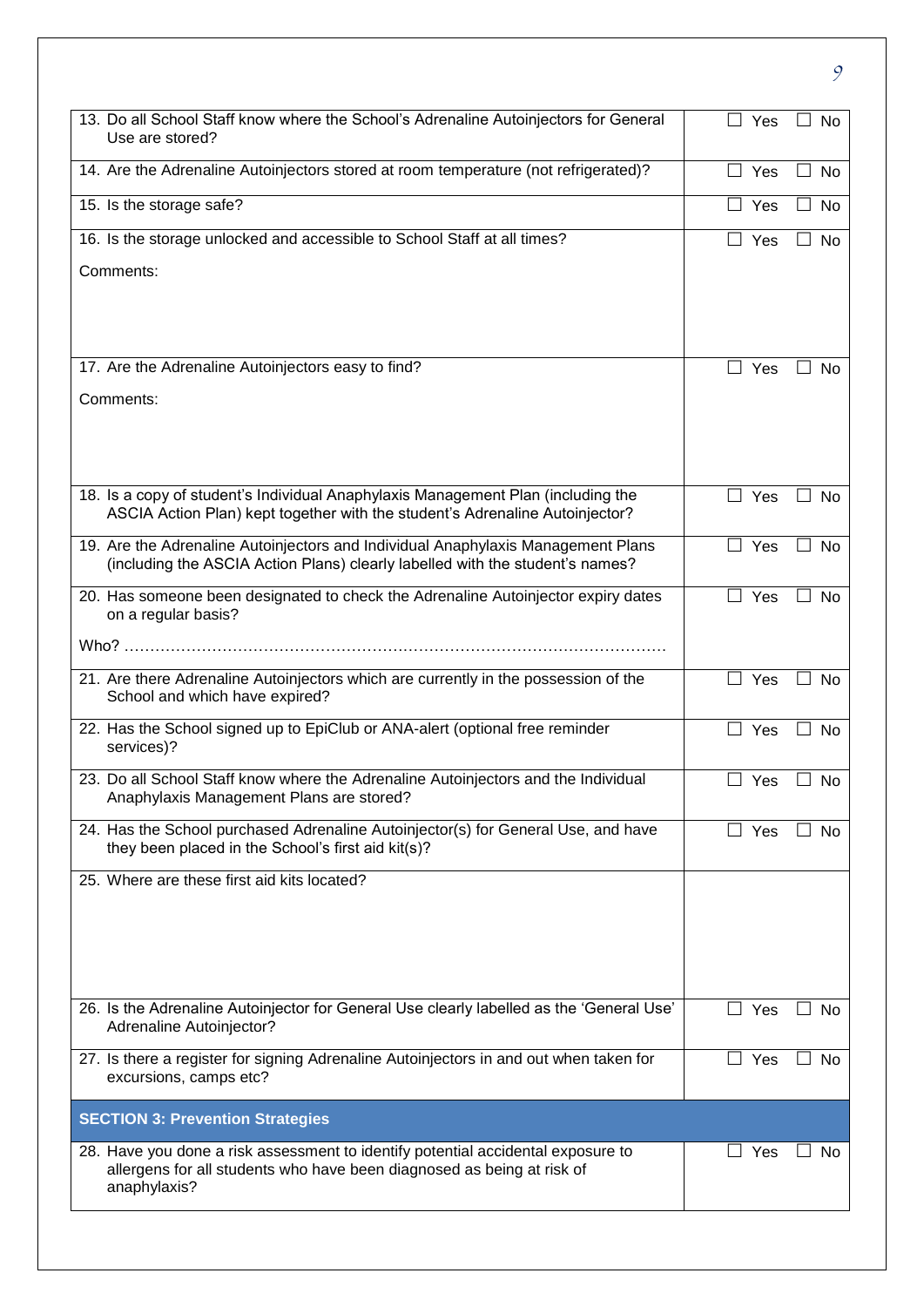| | |
|---|---|
| 13. Do all School Staff know where the School's Adrenaline Autoinjectors for General Use are stored? | ☐ Yes ☐ No |
| 14. Are the Adrenaline Autoinjectors stored at room temperature (not refrigerated)? | ☐ Yes ☐ No |
| 15. Is the storage safe? | ☐ Yes ☐ No |
| 16. Is the storage unlocked and accessible to School Staff at all times?<br><br>Comments: | ☐ Yes ☐ No |
| 17. Are the Adrenaline Autoinjectors easy to find?<br><br>Comments: | ☐ Yes ☐ No |
| 18. Is a copy of student's Individual Anaphylaxis Management Plan (including the ASCIA Action Plan) kept together with the student's Adrenaline Autoinjector? | ☐ Yes ☐ No |
| 19. Are the Adrenaline Autoinjectors and Individual Anaphylaxis Management Plans (including the ASCIA Action Plans) clearly labelled with the student's names? | ☐ Yes ☐ No |
| 20. Has someone been designated to check the Adrenaline Autoinjector expiry dates on a regular basis?<br><br>Who? ……………………………………………………………………………………… | ☐ Yes ☐ No |
| 21. Are there Adrenaline Autoinjectors which are currently in the possession of the School and which have expired? | ☐ Yes ☐ No |
| 22. Has the School signed up to EpiClub or ANA-alert (optional free reminder services)? | ☐ Yes ☐ No |
| 23. Do all School Staff know where the Adrenaline Autoinjectors and the Individual Anaphylaxis Management Plans are stored? | ☐ Yes ☐ No |
| 24. Has the School purchased Adrenaline Autoinjector(s) for General Use, and have they been placed in the School's first aid kit(s)? | ☐ Yes ☐ No |
| 25. Where are these first aid kits located? | |
| 26. Is the Adrenaline Autoinjector for General Use clearly labelled as the 'General Use' Adrenaline Autoinjector? | ☐ Yes ☐ No |
| 27. Is there a register for signing Adrenaline Autoinjectors in and out when taken for excursions, camps etc? | ☐ Yes ☐ No |
| **SECTION 3: Prevention Strategies** | |
| 28. Have you done a risk assessment to identify potential accidental exposure to allergens for all students who have been diagnosed as being at risk of anaphylaxis? | ☐ Yes ☐ No |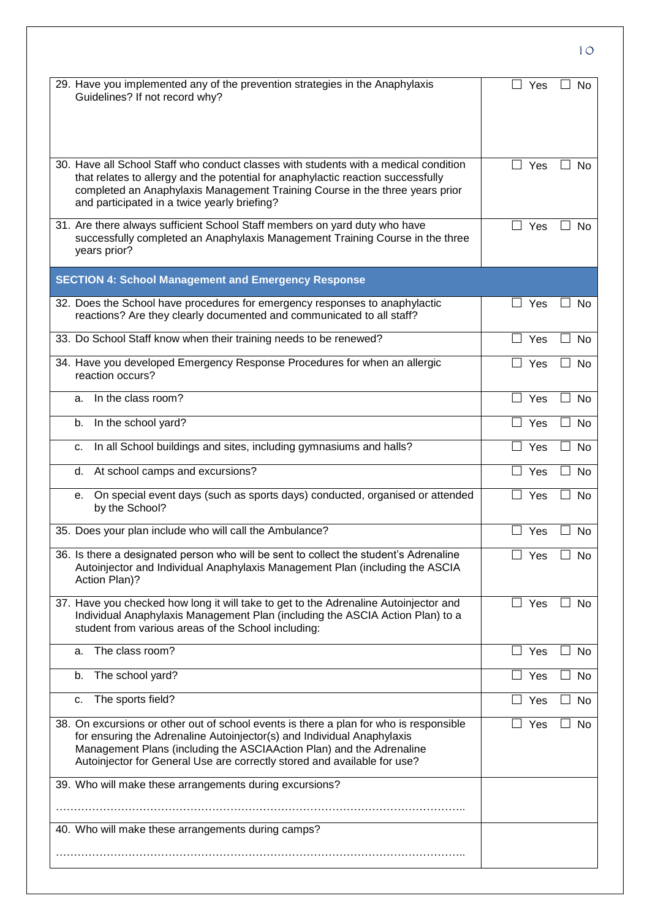| | |
|---|---|
| 29. Have you implemented any of the prevention strategies in the Anaphylaxis Guidelines? If not record why? | ☐ Yes ☐ No |
| 30. Have all School Staff who conduct classes with students with a medical condition that relates to allergy and the potential for anaphylactic reaction successfully completed an Anaphylaxis Management Training Course in the three years prior and participated in a twice yearly briefing? | ☐ Yes ☐ No |
| 31. Are there always sufficient School Staff members on yard duty who have successfully completed an Anaphylaxis Management Training Course in the three years prior? | ☐ Yes ☐ No |
| **SECTION 4: School Management and Emergency Response** | |
| 32. Does the School have procedures for emergency responses to anaphylactic reactions? Are they clearly documented and communicated to all staff? | ☐ Yes ☐ No |
| 33. Do School Staff know when their training needs to be renewed? | ☐ Yes ☐ No |
| 34. Have you developed Emergency Response Procedures for when an allergic reaction occurs? | ☐ Yes ☐ No |
| a. In the class room? | ☐ Yes ☐ No |
| b. In the school yard? | ☐ Yes ☐ No |
| c. In all School buildings and sites, including gymnasiums and halls? | ☐ Yes ☐ No |
| d. At school camps and excursions? | ☐ Yes ☐ No |
| e. On special event days (such as sports days) conducted, organised or attended by the School? | ☐ Yes ☐ No |
| 35. Does your plan include who will call the Ambulance? | ☐ Yes ☐ No |
| 36. Is there a designated person who will be sent to collect the student's Adrenaline Autoinjector and Individual Anaphylaxis Management Plan (including the ASCIA Action Plan)? | ☐ Yes ☐ No |
| 37. Have you checked how long it will take to get to the Adrenaline Autoinjector and Individual Anaphylaxis Management Plan (including the ASCIA Action Plan) to a student from various areas of the School including: | ☐ Yes ☐ No |
| a. The class room? | ☐ Yes ☐ No |
| b. The school yard? | ☐ Yes ☐ No |
| c. The sports field? | ☐ Yes ☐ No |
| 38. On excursions or other out of school events is there a plan for who is responsible for ensuring the Adrenaline Autoinjector(s) and Individual Anaphylaxis Management Plans (including the ASCIAAction Plan) and the Adrenaline Autoinjector for General Use are correctly stored and available for use? | ☐ Yes ☐ No |
| 39. Who will make these arrangements during excursions?<br>……………………………………………………………………………………………….. | |
| 40. Who will make these arrangements during camps?<br>……………………………………………………………………………………………….. | |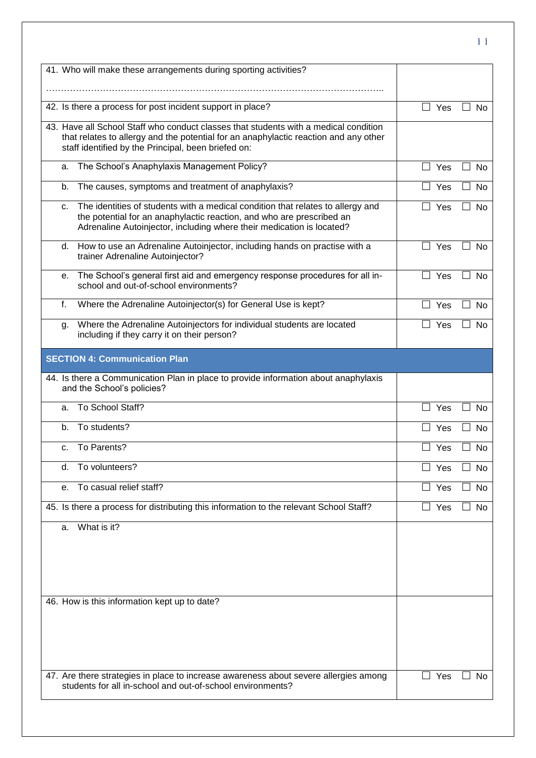| | |
|---|---|
| 41. Who will make these arrangements during sporting activities?<br><br>………………………………………………………………………………………………….. | |
| 42. Is there a process for post incident support in place? | ☐ Yes ☐ No |
| 43. Have all School Staff who conduct classes that students with a medical condition that relates to allergy and the potential for an anaphylactic reaction and any other staff identified by the Principal, been briefed on: | |
| a. The School's Anaphylaxis Management Policy? | ☐ Yes ☐ No |
| b. The causes, symptoms and treatment of anaphylaxis? | ☐ Yes ☐ No |
| c. The identities of students with a medical condition that relates to allergy and the potential for an anaphylactic reaction, and who are prescribed an Adrenaline Autoinjector, including where their medication is located? | ☐ Yes ☐ No |
| d. How to use an Adrenaline Autoinjector, including hands on practise with a trainer Adrenaline Autoinjector? | ☐ Yes ☐ No |
| e. The School's general first aid and emergency response procedures for all in-school and out-of-school environments? | ☐ Yes ☐ No |
| f. Where the Adrenaline Autoinjector(s) for General Use is kept? | ☐ Yes ☐ No |
| g. Where the Adrenaline Autoinjectors for individual students are located including if they carry it on their person? | ☐ Yes ☐ No |
| **SECTION 4: Communication Plan** | |
| 44. Is there a Communication Plan in place to provide information about anaphylaxis and the School's policies? | |
| a. To School Staff? | ☐ Yes ☐ No |
| b. To students? | ☐ Yes ☐ No |
| c. To Parents? | ☐ Yes ☐ No |
| d. To volunteers? | ☐ Yes ☐ No |
| e. To casual relief staff? | ☐ Yes ☐ No |
| 45. Is there a process for distributing this information to the relevant School Staff? | ☐ Yes ☐ No |
| a. What is it? | |
| 46. How is this information kept up to date? | |
| 47. Are there strategies in place to increase awareness about severe allergies among students for all in-school and out-of-school environments? | ☐ Yes ☐ No |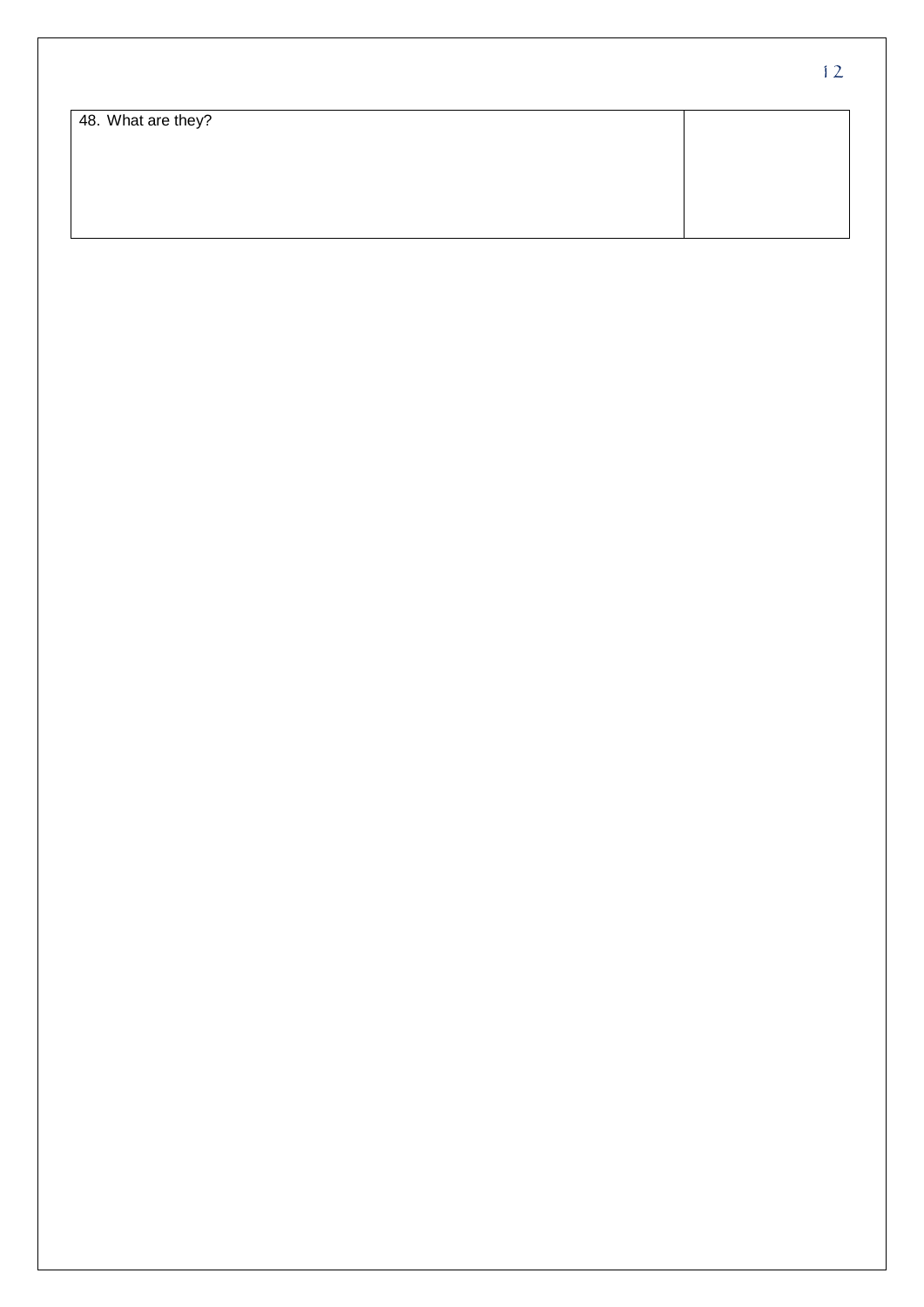| | |
|---|---|
| 48. What are they? | |